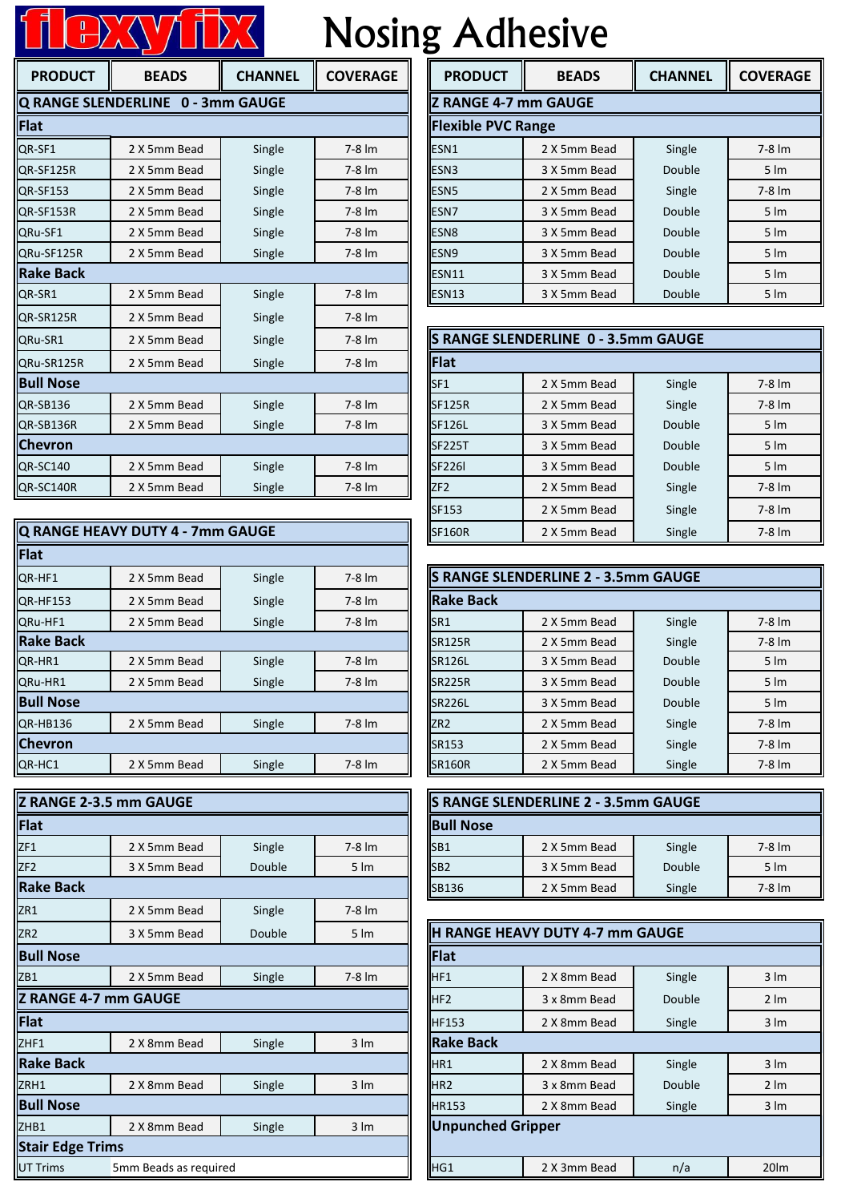# flexyfix Nosing Adhesive

| PRODUCT | BEADS | CHANNEL | COVERAGE |
|---|---|---|---|
| **Q RANGE SLENDERLINE 0 - 3mm GAUGE** | | | |
| **Flat** | | | |
| QR-SF1 | 2 X 5mm Bead | Single | 7-8 lm |
| QR-SF125R | 2 X 5mm Bead | Single | 7-8 lm |
| QR-SF153 | 2 X 5mm Bead | Single | 7-8 lm |
| QR-SF153R | 2 X 5mm Bead | Single | 7-8 lm |
| QRu-SF1 | 2 X 5mm Bead | Single | 7-8 lm |
| QRu-SF125R | 2 X 5mm Bead | Single | 7-8 lm |
| **Rake Back** | | | |
| QR-SR1 | 2 X 5mm Bead | Single | 7-8 lm |
| QR-SR125R | 2 X 5mm Bead | Single | 7-8 lm |
| QRu-SR1 | 2 X 5mm Bead | Single | 7-8 lm |
| QRu-SR125R | 2 X 5mm Bead | Single | 7-8 lm |
| **Bull Nose** | | | |
| QR-SB136 | 2 X 5mm Bead | Single | 7-8 lm |
| QR-SB136R | 2 X 5mm Bead | Single | 7-8 lm |
| **Chevron** | | | |
| QR-SC140 | 2 X 5mm Bead | Single | 7-8 lm |
| QR-SC140R | 2 X 5mm Bead | Single | 7-8 lm |

| PRODUCT | BEADS | CHANNEL | COVERAGE |
|---|---|---|---|
| **Q RANGE HEAVY DUTY 4 - 7mm GAUGE** | | | |
| **Flat** | | | |
| QR-HF1 | 2 X 5mm Bead | Single | 7-8 lm |
| QR-HF153 | 2 X 5mm Bead | Single | 7-8 lm |
| QRu-HF1 | 2 X 5mm Bead | Single | 7-8 lm |
| **Rake Back** | | | |
| QR-HR1 | 2 X 5mm Bead | Single | 7-8 lm |
| QRu-HR1 | 2 X 5mm Bead | Single | 7-8 lm |
| **Bull Nose** | | | |
| QR-HB136 | 2 X 5mm Bead | Single | 7-8 lm |
| **Chevron** | | | |
| QR-HC1 | 2 X 5mm Bead | Single | 7-8 lm |

| PRODUCT | BEADS | CHANNEL | COVERAGE |
|---|---|---|---|
| **Z RANGE 2-3.5 mm GAUGE** | | | |
| **Flat** | | | |
| ZF1 | 2 X 5mm Bead | Single | 7-8 lm |
| ZF2 | 3 X 5mm Bead | Double | 5 lm |
| **Rake Back** | | | |
| ZR1 | 2 X 5mm Bead | Single | 7-8 lm |
| ZR2 | 3 X 5mm Bead | Double | 5 lm |
| **Bull Nose** | | | |
| ZB1 | 2 X 5mm Bead | Single | 7-8 lm |
| **Z RANGE 4-7 mm GAUGE** | | | |
| **Flat** | | | |
| ZHF1 | 2 X 8mm Bead | Single | 3 lm |
| **Rake Back** | | | |
| ZRH1 | 2 X 8mm Bead | Single | 3 lm |
| **Bull Nose** | | | |
| ZHB1 | 2 X 8mm Bead | Single | 3 lm |
| **Stair Edge Trims** | | | |
| UT Trims | 5mm Beads as required | | |

| PRODUCT | BEADS | CHANNEL | COVERAGE |
|---|---|---|---|
| **Z RANGE 4-7 mm GAUGE** | | | |
| **Flexible PVC Range** | | | |
| ESN1 | 2 X 5mm Bead | Single | 7-8 lm |
| ESN3 | 3 X 5mm Bead | Double | 5 lm |
| ESN5 | 2 X 5mm Bead | Single | 7-8 lm |
| ESN7 | 3 X 5mm Bead | Double | 5 lm |
| ESN8 | 3 X 5mm Bead | Double | 5 lm |
| ESN9 | 3 X 5mm Bead | Double | 5 lm |
| ESN11 | 3 X 5mm Bead | Double | 5 lm |
| ESN13 | 3 X 5mm Bead | Double | 5 lm |

| PRODUCT | BEADS | CHANNEL | COVERAGE |
|---|---|---|---|
| **S RANGE SLENDERLINE 0 - 3.5mm GAUGE** | | | |
| **Flat** | | | |
| SF1 | 2 X 5mm Bead | Single | 7-8 lm |
| SF125R | 2 X 5mm Bead | Single | 7-8 lm |
| SF126L | 3 X 5mm Bead | Double | 5 lm |
| SF225T | 3 X 5mm Bead | Double | 5 lm |
| SF226l | 3 X 5mm Bead | Double | 5 lm |
| ZF2 | 2 X 5mm Bead | Single | 7-8 lm |
| SF153 | 2 X 5mm Bead | Single | 7-8 lm |
| SF160R | 2 X 5mm Bead | Single | 7-8 lm |

| PRODUCT | BEADS | CHANNEL | COVERAGE |
|---|---|---|---|
| **S RANGE SLENDERLINE 2 - 3.5mm GAUGE** | | | |
| **Rake Back** | | | |
| SR1 | 2 X 5mm Bead | Single | 7-8 lm |
| SR125R | 2 X 5mm Bead | Single | 7-8 lm |
| SR126L | 3 X 5mm Bead | Double | 5 lm |
| SR225R | 3 X 5mm Bead | Double | 5 lm |
| SR226L | 3 X 5mm Bead | Double | 5 lm |
| ZR2 | 2 X 5mm Bead | Single | 7-8 lm |
| SR153 | 2 X 5mm Bead | Single | 7-8 lm |
| SR160R | 2 X 5mm Bead | Single | 7-8 lm |

| PRODUCT | BEADS | CHANNEL | COVERAGE |
|---|---|---|---|
| **S RANGE SLENDERLINE 2 - 3.5mm GAUGE** | | | |
| **Bull Nose** | | | |
| SB1 | 2 X 5mm Bead | Single | 7-8 lm |
| SB2 | 3 X 5mm Bead | Double | 5 lm |
| SB136 | 2 X 5mm Bead | Single | 7-8 lm |

| PRODUCT | BEADS | CHANNEL | COVERAGE |
|---|---|---|---|
| **H RANGE HEAVY DUTY 4-7 mm GAUGE** | | | |
| **Flat** | | | |
| HF1 | 2 X 8mm Bead | Single | 3 lm |
| HF2 | 3 x 8mm Bead | Double | 2 lm |
| HF153 | 2 X 8mm Bead | Single | 3 lm |
| **Rake Back** | | | |
| HR1 | 2 X 8mm Bead | Single | 3 lm |
| HR2 | 3 x 8mm Bead | Double | 2 lm |
| HR153 | 2 X 8mm Bead | Single | 3 lm |
| **Unpunched Gripper** | | | |
| HG1 | 2 X 3mm Bead | n/a | 20lm |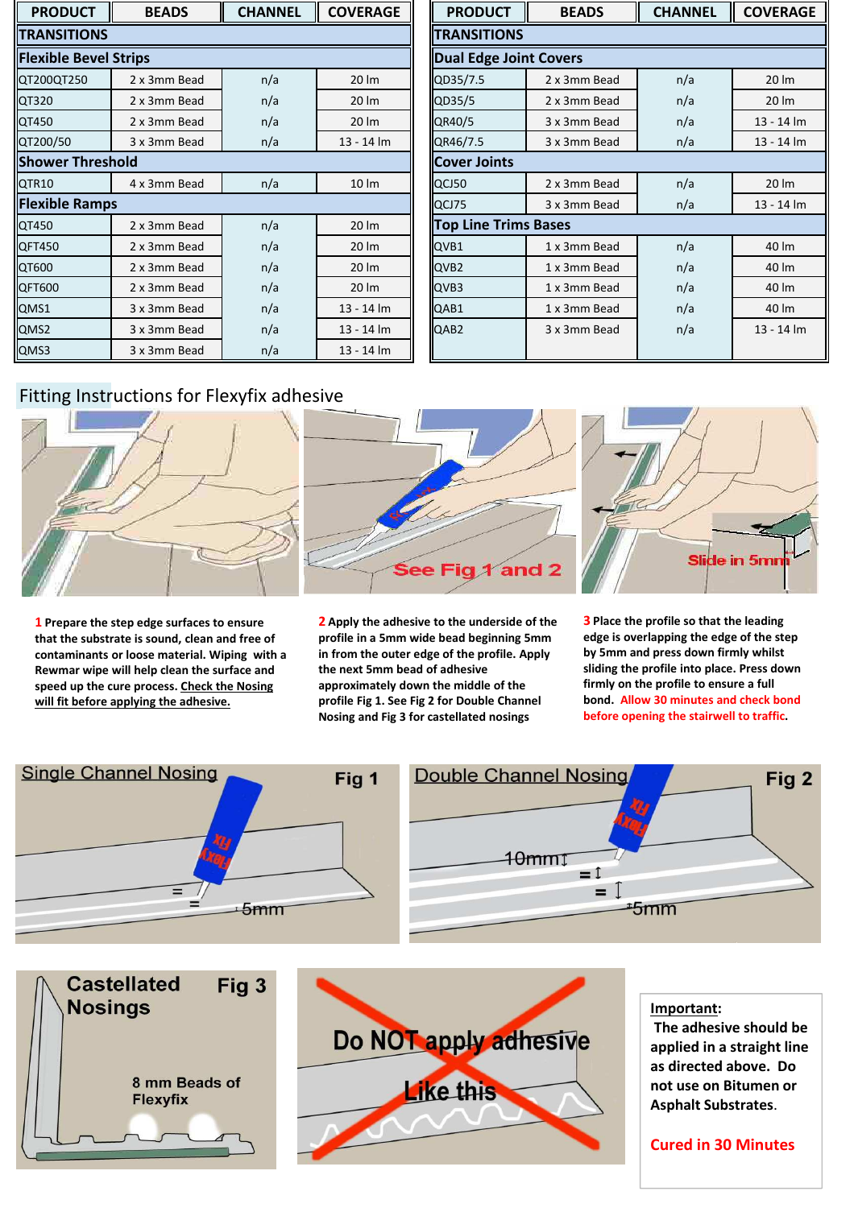| PRODUCT | BEADS | CHANNEL | COVERAGE |
|---|---|---|---|
| **TRANSITIONS** | | | |
| **Flexible Bevel Strips** | | | |
| QT200QT250 | 2 x 3mm Bead | n/a | 20 lm |
| QT320 | 2 x 3mm Bead | n/a | 20 lm |
| QT450 | 2 x 3mm Bead | n/a | 20 lm |
| QT200/50 | 3 x 3mm Bead | n/a | 13 - 14 lm |
| **Shower Threshold** | | | |
| QTR10 | 4 x 3mm Bead | n/a | 10 lm |
| **Flexible Ramps** | | | |
| QT450 | 2 x 3mm Bead | n/a | 20 lm |
| QFT450 | 2 x 3mm Bead | n/a | 20 lm |
| QT600 | 2 x 3mm Bead | n/a | 20 lm |
| QFT600 | 2 x 3mm Bead | n/a | 20 lm |
| QMS1 | 3 x 3mm Bead | n/a | 13 - 14 lm |
| QMS2 | 3 x 3mm Bead | n/a | 13 - 14 lm |
| QMS3 | 3 x 3mm Bead | n/a | 13 - 14 lm |

| PRODUCT | BEADS | CHANNEL | COVERAGE |
|---|---|---|---|
| **TRANSITIONS** | | | |
| **Dual Edge Joint Covers** | | | |
| QD35/7.5 | 2 x 3mm Bead | n/a | 20 lm |
| QD35/5 | 2 x 3mm Bead | n/a | 20 lm |
| QR40/5 | 3 x 3mm Bead | n/a | 13 - 14 lm |
| QR46/7.5 | 3 x 3mm Bead | n/a | 13 - 14 lm |
| **Cover Joints** | | | |
| QCJ50 | 2 x 3mm Bead | n/a | 20 lm |
| QCJ75 | 3 x 3mm Bead | n/a | 13 - 14 lm |
| **Top Line Trims Bases** | | | |
| QVB1 | 1 x 3mm Bead | n/a | 40 lm |
| QVB2 | 1 x 3mm Bead | n/a | 40 lm |
| QVB3 | 1 x 3mm Bead | n/a | 40 lm |
| QAB1 | 1 x 3mm Bead | n/a | 40 lm |
| QAB2 | 3 x 3mm Bead | n/a | 13 - 14 lm |

## Fitting Instructions for Flexyfix adhesive

See Fig 1 and 2

Slide in 5mm

**1** Prepare the step edge surfaces to ensure that the substrate is sound, clean and free of contaminants or loose material. Wiping with a Rewmar wipe will help clean the surface and speed up the cure process. Check the Nosing will fit before applying the adhesive.

**2** Apply the adhesive to the underside of the profile in a 5mm wide bead beginning 5mm in from the outer edge of the profile. Apply the next 5mm bead of adhesive approximately down the middle of the profile Fig 1. See Fig 2 for Double Channel Nosing and Fig 3 for castellated nosings

**3** Place the profile so that the leading edge is overlapping the edge of the step by 5mm and press down firmly whilst sliding the profile into place. Press down firmly on the profile to ensure a full bond. **Allow 30 minutes and check bond before opening the stairwell to traffic.**

Single Channel Nosing — Fig 1

5mm

Double Channel Nosing — Fig 2

10mm

5mm

Castellated Nosings — Fig 3

8 mm Beads of Flexyfix

Do NOT apply adhesive Like this

**Important:**
**The adhesive should be applied in a straight line as directed above. Do not use on Bitumen or Asphalt Substrates.**

**Cured in 30 Minutes**